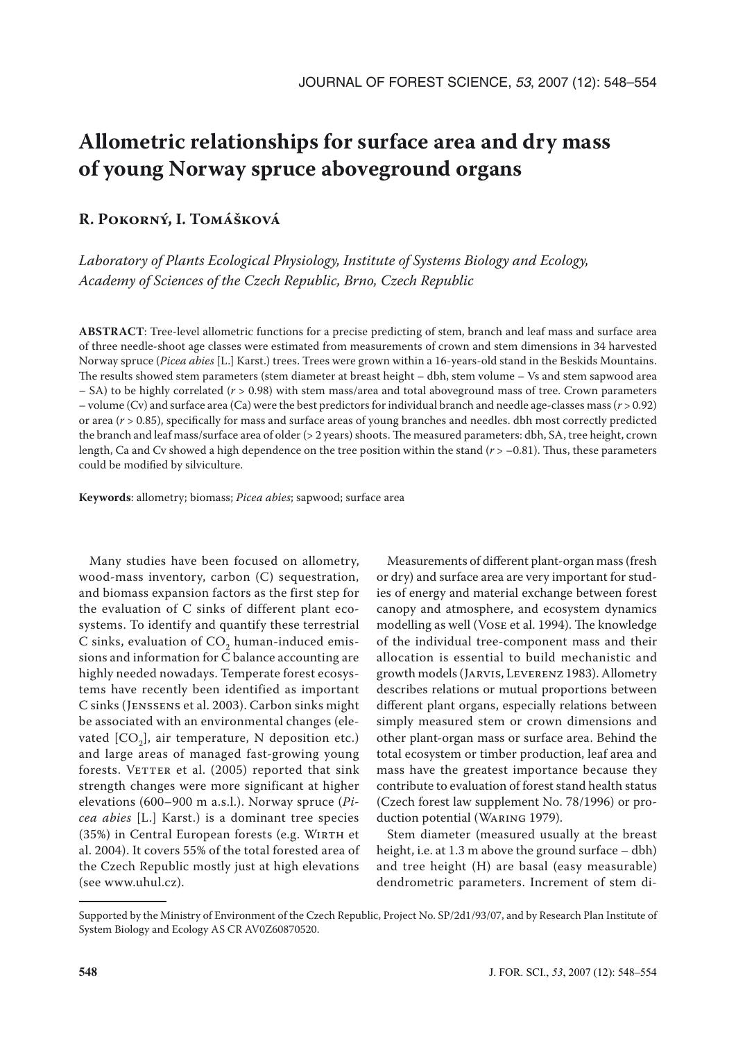# Allometric relationships for surface area and dry mass of young Norway spruce aboveground organs

## R. Pokorný, I. Tomášková

*Laboratory of Plants Ecological Physiology, Institute of Systems Biology and Ecology, Academy of Sciences of the Czech Republic, Brno, Czech Republic*

**ABSTRACT**: Tree-level allometric functions for a precise predicting of stem, branch and leaf mass and surface area of three needle-shoot age classes were estimated from measurements of crown and stem dimensions in 34 harvested Norway spruce (*Picea abies* [L.] Karst.) trees. Trees were grown within a 16-years-old stand in the Beskids Mountains. The results showed stem parameters (stem diameter at breast height – dbh, stem volume – Vs and stem sapwood area – SA) to be highly correlated ($r > 0.98$) with stem mass/area and total aboveground mass of tree. Crown parameters – volume (Cv) and surface area (Ca) were the best predictors for individual branch and needle age-classes mass ($r > 0.92$) or area ($r > 0.85$), specifically for mass and surface areas of young branches and needles. dbh most correctly predicted the branch and leaf mass/surface area of older (> 2 years) shoots. The measured parameters: dbh, SA, tree height, crown length, Ca and Cv showed a high dependence on the tree position within the stand ($r > -0.81$). Thus, these parameters could be modified by silviculture.

**Keywords**: allometry; biomass; *Picea abies*; sapwood; surface area

Many studies have been focused on allometry, wood-mass inventory, carbon (C) sequestration, and biomass expansion factors as the first step for the evaluation of C sinks of different plant ecosystems. To identify and quantify these terrestrial C sinks, evaluation of $CO_2$ human-induced emissions and information for C balance accounting are highly needed nowadays. Temperate forest ecosystems have recently been identified as important C sinks (Jenssens et al. 2003). Carbon sinks might be associated with an environmental changes (elevated [$CO_2$], air temperature, N deposition etc.) and large areas of managed fast-growing young forests. Vetter et al. (2005) reported that sink strength changes were more significant at higher elevations (600–900 m a.s.l.). Norway spruce (*Picea abies* [L.] Karst.) is a dominant tree species (35%) in Central European forests (e.g. Wirth et al. 2004). It covers 55% of the total forested area of the Czech Republic mostly just at high elevations (see www.uhul.cz).

Measurements of different plant-organ mass (fresh or dry) and surface area are very important for studies of energy and material exchange between forest canopy and atmosphere, and ecosystem dynamics modelling as well (Vose et al. 1994). The knowledge of the individual tree-component mass and their allocation is essential to build mechanistic and growth models (Jarvis, Leverenz 1983). Allometry describes relations or mutual proportions between different plant organs, especially relations between simply measured stem or crown dimensions and other plant-organ mass or surface area. Behind the total ecosystem or timber production, leaf area and mass have the greatest importance because they contribute to evaluation of forest stand health status (Czech forest law supplement No. 78/1996) or production potential (Waring 1979).

Stem diameter (measured usually at the breast height, i.e. at 1.3 m above the ground surface – dbh) and tree height (H) are basal (easy measurable) dendrometric parameters. Increment of stem di-

Supported by the Ministry of Environment of the Czech Republic, Project No. SP/2d1/93/07, and by Research Plan Institute of System Biology and Ecology AS CR AV0Z60870520.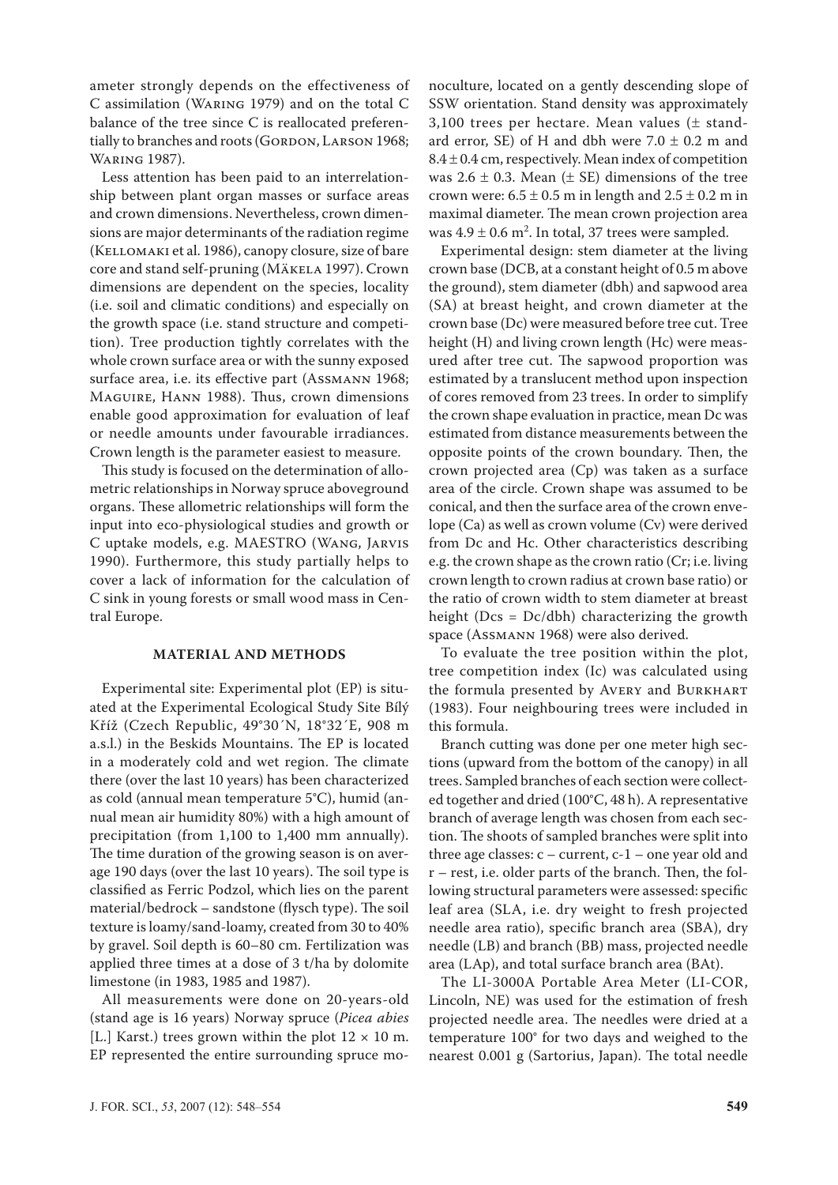ameter strongly depends on the effectiveness of C assimilation (Waring 1979) and on the total C balance of the tree since C is reallocated preferentially to branches and roots (Gordon, Larson 1968; Waring 1987).

Less attention has been paid to an interrelationship between plant organ masses or surface areas and crown dimensions. Nevertheless, crown dimensions are major determinants of the radiation regime (Kellomaki et al. 1986), canopy closure, size of bare core and stand self-pruning (Mäkela 1997). Crown dimensions are dependent on the species, locality (i.e. soil and climatic conditions) and especially on the growth space (i.e. stand structure and competition). Tree production tightly correlates with the whole crown surface area or with the sunny exposed surface area, i.e. its effective part (Assmann 1968; Maguire, Hann 1988). Thus, crown dimensions enable good approximation for evaluation of leaf or needle amounts under favourable irradiances. Crown length is the parameter easiest to measure.

This study is focused on the determination of allometric relationships in Norway spruce aboveground organs. These allometric relationships will form the input into eco-physiological studies and growth or C uptake models, e.g. MAESTRO (Wang, Jarvis 1990). Furthermore, this study partially helps to cover a lack of information for the calculation of C sink in young forests or small wood mass in Central Europe.

## MATERIAL AND METHODS

Experimental site: Experimental plot (EP) is situated at the Experimental Ecological Study Site Bílý Kříž (Czech Republic, 49°30´N, 18°32´E, 908 m a.s.l.) in the Beskids Mountains. The EP is located in a moderately cold and wet region. The climate there (over the last 10 years) has been characterized as cold (annual mean temperature 5°C), humid (annual mean air humidity 80%) with a high amount of precipitation (from 1,100 to 1,400 mm annually). The time duration of the growing season is on average 190 days (over the last 10 years). The soil type is classified as Ferric Podzol, which lies on the parent material/bedrock – sandstone (flysch type). The soil texture is loamy/sand-loamy, created from 30 to 40% by gravel. Soil depth is 60–80 cm. Fertilization was applied three times at a dose of 3 t/ha by dolomite limestone (in 1983, 1985 and 1987).

All measurements were done on 20-years-old (stand age is 16 years) Norway spruce (*Picea abies* [L.] Karst.) trees grown within the plot 12 × 10 m. EP represented the entire surrounding spruce monoculture, located on a gently descending slope of SSW orientation. Stand density was approximately 3,100 trees per hectare. Mean values (± standard error, SE) of H and dbh were 7.0 ± 0.2 m and 8.4 ± 0.4 cm, respectively. Mean index of competition was 2.6 ± 0.3. Mean (± SE) dimensions of the tree crown were: 6.5 ± 0.5 m in length and 2.5 ± 0.2 m in maximal diameter. The mean crown projection area was 4.9 ± 0.6 $m^2$. In total, 37 trees were sampled.

Experimental design: stem diameter at the living crown base (DCB, at a constant height of 0.5 m above the ground), stem diameter (dbh) and sapwood area (SA) at breast height, and crown diameter at the crown base (Dc) were measured before tree cut. Tree height (H) and living crown length (Hc) were measured after tree cut. The sapwood proportion was estimated by a translucent method upon inspection of cores removed from 23 trees. In order to simplify the crown shape evaluation in practice, mean Dc was estimated from distance measurements between the opposite points of the crown boundary. Then, the crown projected area (Cp) was taken as a surface area of the circle. Crown shape was assumed to be conical, and then the surface area of the crown envelope (Ca) as well as crown volume (Cv) were derived from Dc and Hc. Other characteristics describing e.g. the crown shape as the crown ratio (Cr; i.e. living crown length to crown radius at crown base ratio) or the ratio of crown width to stem diameter at breast height (Dcs = Dc/dbh) characterizing the growth space (Assmann 1968) were also derived.

To evaluate the tree position within the plot, tree competition index (Ic) was calculated using the formula presented by Avery and Burkhart (1983). Four neighbouring trees were included in this formula.

Branch cutting was done per one meter high sections (upward from the bottom of the canopy) in all trees. Sampled branches of each section were collected together and dried (100°C, 48 h). A representative branch of average length was chosen from each section. The shoots of sampled branches were split into three age classes: c – current, c-1 – one year old and r – rest, i.e. older parts of the branch. Then, the following structural parameters were assessed: specific leaf area (SLA, i.e. dry weight to fresh projected needle area ratio), specific branch area (SBA), dry needle (LB) and branch (BB) mass, projected needle area (LAp), and total surface branch area (BAt).

The LI-3000A Portable Area Meter (LI-COR, Lincoln, NE) was used for the estimation of fresh projected needle area. The needles were dried at a temperature 100° for two days and weighed to the nearest 0.001 g (Sartorius, Japan). The total needle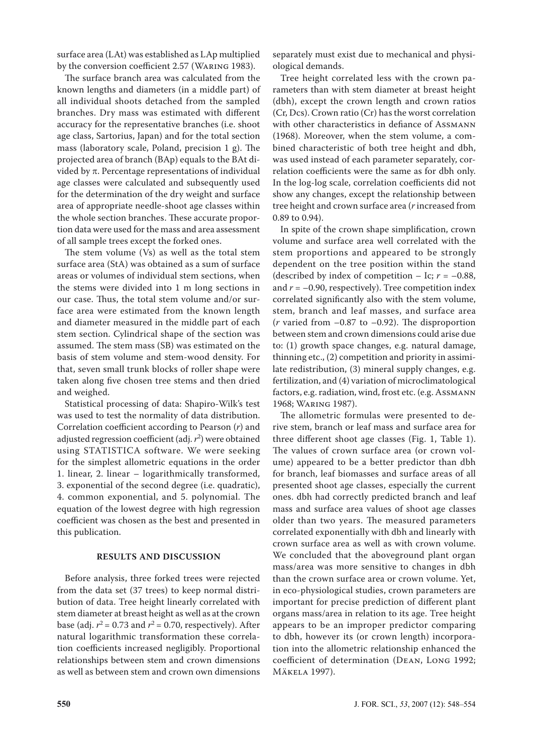surface area (LAt) was established as LAp multiplied by the conversion coefficient 2.57 (Waring 1983).

The surface branch area was calculated from the known lengths and diameters (in a middle part) of all individual shoots detached from the sampled branches. Dry mass was estimated with different accuracy for the representative branches (i.e. shoot age class, Sartorius, Japan) and for the total section mass (laboratory scale, Poland, precision 1 g). The projected area of branch (BAp) equals to the BAt divided by π. Percentage representations of individual age classes were calculated and subsequently used for the determination of the dry weight and surface area of appropriate needle-shoot age classes within the whole section branches. These accurate proportion data were used for the mass and area assessment of all sample trees except the forked ones.

The stem volume (Vs) as well as the total stem surface area (StA) was obtained as a sum of surface areas or volumes of individual stem sections, when the stems were divided into 1 m long sections in our case. Thus, the total stem volume and/or surface area were estimated from the known length and diameter measured in the middle part of each stem section. Cylindrical shape of the section was assumed. The stem mass (SB) was estimated on the basis of stem volume and stem-wood density. For that, seven small trunk blocks of roller shape were taken along five chosen tree stems and then dried and weighed.

Statistical processing of data: Shapiro-Wilk's test was used to test the normality of data distribution. Correlation coefficient according to Pearson ($r$) and adjusted regression coefficient (adj. $r^2$) were obtained using STATISTICA software. We were seeking for the simplest allometric equations in the order 1. linear, 2. linear – logarithmically transformed, 3. exponential of the second degree (i.e. quadratic), 4. common exponential, and 5. polynomial. The equation of the lowest degree with high regression coefficient was chosen as the best and presented in this publication.

## RESULTS AND DISCUSSION

Before analysis, three forked trees were rejected from the data set (37 trees) to keep normal distribution of data. Tree height linearly correlated with stem diameter at breast height as well as at the crown base (adj. $r^2 = 0.73$ and $r^2 = 0.70$, respectively). After natural logarithmic transformation these correlation coefficients increased negligibly. Proportional relationships between stem and crown dimensions as well as between stem and crown own dimensions separately must exist due to mechanical and physiological demands.

Tree height correlated less with the crown parameters than with stem diameter at breast height (dbh), except the crown length and crown ratios (Cr, Dcs). Crown ratio (Cr) has the worst correlation with other characteristics in defiance of Assmann (1968). Moreover, when the stem volume, a combined characteristic of both tree height and dbh, was used instead of each parameter separately, correlation coefficients were the same as for dbh only. In the log-log scale, correlation coefficients did not show any changes, except the relationship between tree height and crown surface area ($r$ increased from 0.89 to 0.94).

In spite of the crown shape simplification, crown volume and surface area well correlated with the stem proportions and appeared to be strongly dependent on the tree position within the stand (described by index of competition – Ic; $r = -0.88$, and $r = -0.90$, respectively). Tree competition index correlated significantly also with the stem volume, stem, branch and leaf masses, and surface area ($r$ varied from $-0.87$ to $-0.92$). The disproportion between stem and crown dimensions could arise due to: (1) growth space changes, e.g. natural damage, thinning etc., (2) competition and priority in assimilate redistribution, (3) mineral supply changes, e.g. fertilization, and (4) variation of microclimatological factors, e.g. radiation, wind, frost etc. (e.g. Assmann 1968; Waring 1987).

The allometric formulas were presented to derive stem, branch or leaf mass and surface area for three different shoot age classes (Fig. 1, Table 1). The values of crown surface area (or crown volume) appeared to be a better predictor than dbh for branch, leaf biomasses and surface areas of all presented shoot age classes, especially the current ones. dbh had correctly predicted branch and leaf mass and surface area values of shoot age classes older than two years. The measured parameters correlated exponentially with dbh and linearly with crown surface area as well as with crown volume. We concluded that the aboveground plant organ mass/area was more sensitive to changes in dbh than the crown surface area or crown volume. Yet, in eco-physiological studies, crown parameters are important for precise prediction of different plant organs mass/area in relation to its age. Tree height appears to be an improper predictor comparing to dbh, however its (or crown length) incorporation into the allometric relationship enhanced the coefficient of determination (Dean, Long 1992; Mäkela 1997).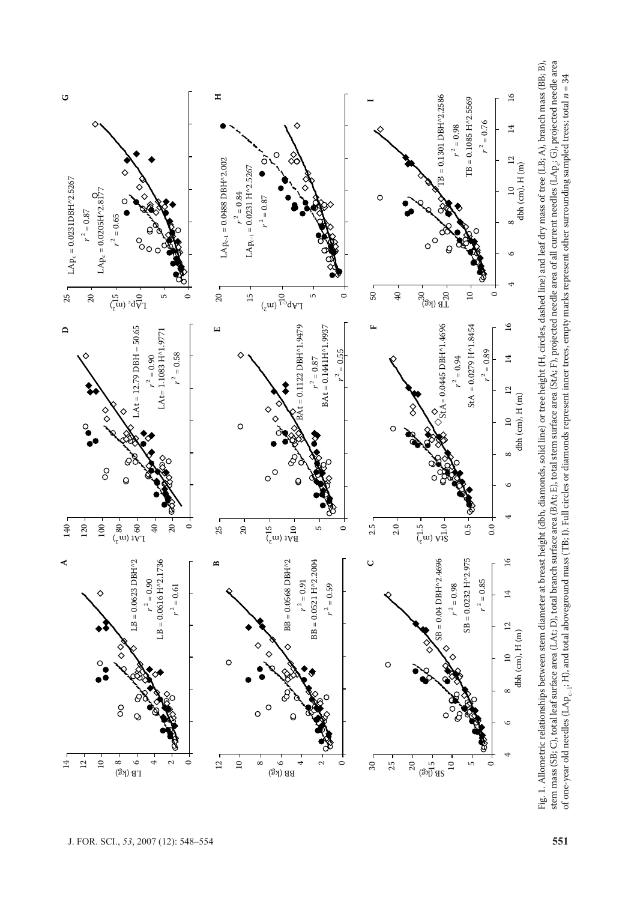A

LB (kg)

LB = 0.0623 DBH^2

$r^2 = 0.90$

LB = 0.0616 H^2.1736

$r^2 = 0.61$

B

BB (kg)

BB = 0.0568 DBH^2

$r^2 = 0.91$

BB = 0.0521 H^2.2004

$r^2 = 0.59$

C

SB (kg)

SB = 0.04 DBH^2.4696

$r^2 = 0.98$

SB = 0.0232 H^2.975

$r^2 = 0.85$

dbh (cm), H (m)

D

LAt ($m^2$)

LAt = 12.79 DBH – 50.65

$r^2 = 0.90$

LAt = 1.1083 H^1.9771

$r^2 = 0.58$

E

BAt ($m^2$)

BAt = 0.1122 DBH^1.9479

$r^2 = 0.87$

BAt = 0.1441H^1.9937

$r^2 = 0.55$

F

StA ($m^2$)

StA = 0.0445 DBH^1.4696

$r^2 = 0.94$

StA = 0.0279 H^1.8454

$r^2 = 0.89$

dbh (cm), H (m)

G

LAp$_c$ ($m^2$)

LAp$_c$ = 0.0231DBH^2.5267

$r^2 = 0.87$

LAp$_c$ = 0.0205H^2.8177

$r^2 = 0.65$

H

LAp$_{c-1}$ ($m^2$)

LAp$_{c-1}$ = 0.0488 DBH^2.002

$r^2 = 0.84$

LAp$_{c-1}$ = 0.0231 H^2.5267

$r^2 = 0.87$

I

TB (kg)

TB = 0.1301 DBH^2.2586

$r^2 = 0.98$

TB = 0.1085 H^2.5569

$r^2 = 0.76$

dbh (cm), H (m)

Fig. 1. Allometric relationships between stem diameter at breast height (dbh, diamonds, solid line) and leaf dry mass of tree (LB; A), branch mass (BB; B), stem mass (SB; C), total leaf surface area (LAt; D), total branch surface area (BAt; E), total stem surface area (StA; F), projected needle area of all current needles (LAp$_c$; G), projected needle area of one-year old needles (LAp$_{c-1}$; H), and total aboveground mass (TB; I). Full circles or diamonds represent inner trees, empty marks represent other surrounding sampled trees; total $n = 34$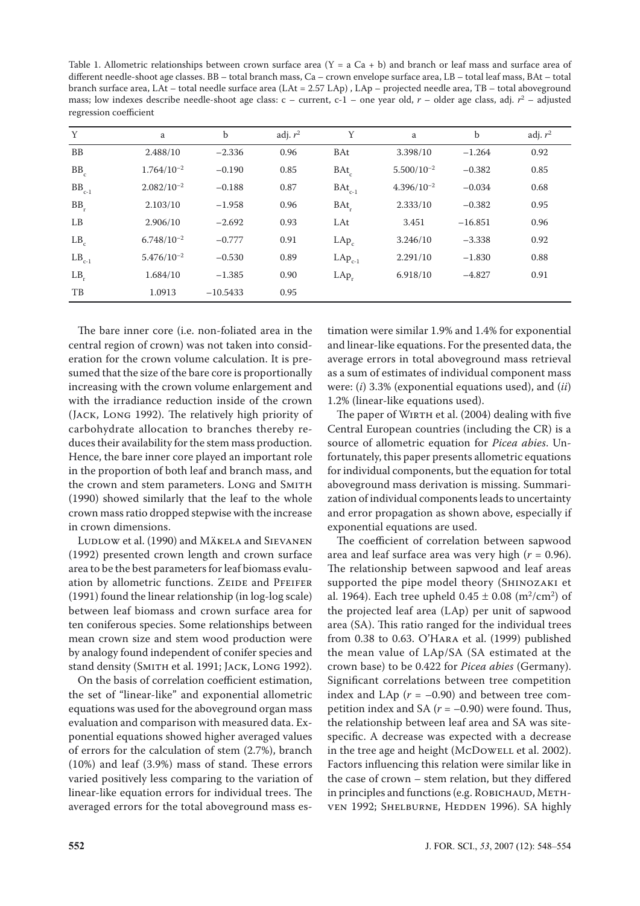Table 1. Allometric relationships between crown surface area ($Y = a\ Ca + b$) and branch or leaf mass and surface area of different needle-shoot age classes. BB – total branch mass, Ca – crown envelope surface area, LB – total leaf mass, BAt – total branch surface area, LAt – total needle surface area (LAt = 2.57 LAp) , LAp – projected needle area, TB – total aboveground mass; low indexes describe needle-shoot age class: c – current, c-1 – one year old, *r* – older age class, adj. $r^2$ – adjusted regression coefficient

| Y | a | b | adj. $r^2$ | Y | a | b | adj. $r^2$ |
|---|---|---|---|---|---|---|---|
| BB | 2.488/10 | –2.336 | 0.96 | BAt | 3.398/10 | –1.264 | 0.92 |
| $BB_c$ | $1.764/10^{-2}$ | –0.190 | 0.85 | $BAt_c$ | $5.500/10^{-2}$ | –0.382 | 0.85 |
| $BB_{c-1}$ | $2.082/10^{-2}$ | –0.188 | 0.87 | $BAt_{c-1}$ | $4.396/10^{-2}$ | –0.034 | 0.68 |
| $BB_r$ | 2.103/10 | –1.958 | 0.96 | $BAt_r$ | 2.333/10 | –0.382 | 0.95 |
| LB | 2.906/10 | –2.692 | 0.93 | LAt | 3.451 | –16.851 | 0.96 |
| $LB_c$ | $6.748/10^{-2}$ | –0.777 | 0.91 | $LAp_c$ | 3.246/10 | –3.338 | 0.92 |
| $LB_{c-1}$ | $5.476/10^{-2}$ | –0.530 | 0.89 | $LAp_{c-1}$ | 2.291/10 | –1.830 | 0.88 |
| $LB_r$ | 1.684/10 | –1.385 | 0.90 | $LAp_r$ | 6.918/10 | –4.827 | 0.91 |
| TB | 1.0913 | –10.5433 | 0.95 | | | | |

The bare inner core (i.e. non-foliated area in the central region of crown) was not taken into consideration for the crown volume calculation. It is presumed that the size of the bare core is proportionally increasing with the crown volume enlargement and with the irradiance reduction inside of the crown (Jack, Long 1992). The relatively high priority of carbohydrate allocation to branches thereby reduces their availability for the stem mass production. Hence, the bare inner core played an important role in the proportion of both leaf and branch mass, and the crown and stem parameters. Long and Smith (1990) showed similarly that the leaf to the whole crown mass ratio dropped stepwise with the increase in crown dimensions.

Ludlow et al. (1990) and Mäkela and Sievanen (1992) presented crown length and crown surface area to be the best parameters for leaf biomass evaluation by allometric functions. Zeide and Pfeifer (1991) found the linear relationship (in log-log scale) between leaf biomass and crown surface area for ten coniferous species. Some relationships between mean crown size and stem wood production were by analogy found independent of conifer species and stand density (Smith et al. 1991; Jack, Long 1992).

On the basis of correlation coefficient estimation, the set of "linear-like" and exponential allometric equations was used for the aboveground organ mass evaluation and comparison with measured data. Exponential equations showed higher averaged values of errors for the calculation of stem (2.7%), branch (10%) and leaf (3.9%) mass of stand. These errors varied positively less comparing to the variation of linear-like equation errors for individual trees. The averaged errors for the total aboveground mass estimation were similar 1.9% and 1.4% for exponential and linear-like equations. For the presented data, the average errors in total aboveground mass retrieval as a sum of estimates of individual component mass were: (*i*) 3.3% (exponential equations used), and (*ii*) 1.2% (linear-like equations used).

The paper of Wirth et al. (2004) dealing with five Central European countries (including the CR) is a source of allometric equation for *Picea abies*. Unfortunately, this paper presents allometric equations for individual components, but the equation for total aboveground mass derivation is missing. Summarization of individual components leads to uncertainty and error propagation as shown above, especially if exponential equations are used.

The coefficient of correlation between sapwood area and leaf surface area was very high ($r = 0.96$). The relationship between sapwood and leaf areas supported the pipe model theory (Shinozaki et al. 1964). Each tree upheld $0.45 \pm 0.08$ ($m^2/cm^2$) of the projected leaf area (LAp) per unit of sapwood area (SA). This ratio ranged for the individual trees from 0.38 to 0.63. O'Hara et al. (1999) published the mean value of LAp/SA (SA estimated at the crown base) to be 0.422 for *Picea abies* (Germany). Significant correlations between tree competition index and LAp ($r = -0.90$) and between tree competition index and SA ($r = -0.90$) were found. Thus, the relationship between leaf area and SA was site-specific. A decrease was expected with a decrease in the tree age and height (McDowell et al. 2002). Factors influencing this relation were similar like in the case of crown – stem relation, but they differed in principles and functions (e.g. Robichaud, Methven 1992; Shelburne, Hedden 1996). SA highly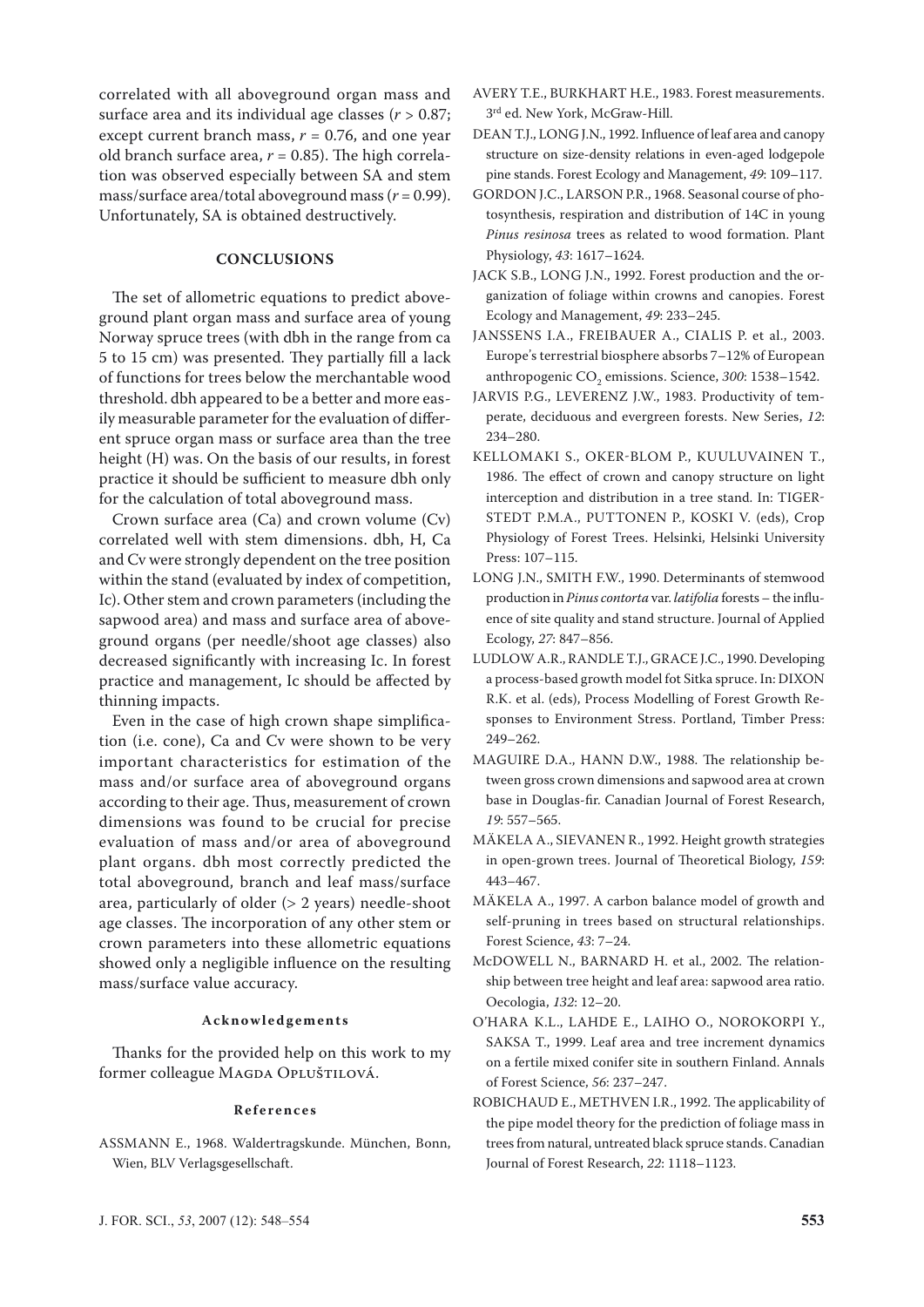correlated with all aboveground organ mass and surface area and its individual age classes ($r > 0.87$; except current branch mass, $r = 0.76$, and one year old branch surface area, $r = 0.85$). The high correlation was observed especially between SA and stem mass/surface area/total aboveground mass ($r = 0.99$). Unfortunately, SA is obtained destructively.

## CONCLUSIONS

The set of allometric equations to predict aboveground plant organ mass and surface area of young Norway spruce trees (with dbh in the range from ca 5 to 15 cm) was presented. They partially fill a lack of functions for trees below the merchantable wood threshold. dbh appeared to be a better and more easily measurable parameter for the evaluation of different spruce organ mass or surface area than the tree height (H) was. On the basis of our results, in forest practice it should be sufficient to measure dbh only for the calculation of total aboveground mass.

Crown surface area (Ca) and crown volume (Cv) correlated well with stem dimensions. dbh, H, Ca and Cv were strongly dependent on the tree position within the stand (evaluated by index of competition, Ic). Other stem and crown parameters (including the sapwood area) and mass and surface area of aboveground organs (per needle/shoot age classes) also decreased significantly with increasing Ic. In forest practice and management, Ic should be affected by thinning impacts.

Even in the case of high crown shape simplification (i.e. cone), Ca and Cv were shown to be very important characteristics for estimation of the mass and/or surface area of aboveground organs according to their age. Thus, measurement of crown dimensions was found to be crucial for precise evaluation of mass and/or area of aboveground plant organs. dbh most correctly predicted the total aboveground, branch and leaf mass/surface area, particularly of older (> 2 years) needle-shoot age classes. The incorporation of any other stem or crown parameters into these allometric equations showed only a negligible influence on the resulting mass/surface value accuracy.

#### Acknowledgements

Thanks for the provided help on this work to my former colleague Magda Opluštilová.

#### References

ASSMANN E., 1968. Waldertragskunde. München, Bonn, Wien, BLV Verlagsgesellschaft.

AVERY T.E., BURKHART H.E., 1983. Forest measurements. 3rd ed. New York, McGraw-Hill.

DEAN T.J., LONG J.N., 1992. Influence of leaf area and canopy structure on size-density relations in even-aged lodgepole pine stands. Forest Ecology and Management, *49*: 109–117.

GORDON J.C., LARSON P.R., 1968. Seasonal course of photosynthesis, respiration and distribution of 14C in young *Pinus resinosa* trees as related to wood formation. Plant Physiology, *43*: 1617–1624.

JACK S.B., LONG J.N., 1992. Forest production and the organization of foliage within crowns and canopies. Forest Ecology and Management, *49*: 233–245.

JANSSENS I.A., FREIBAUER A., CIALIS P. et al., 2003. Europe's terrestrial biosphere absorbs 7–12% of European anthropogenic $CO_2$ emissions. Science, *300*: 1538–1542.

JARVIS P.G., LEVERENZ J.W., 1983. Productivity of temperate, deciduous and evergreen forests. New Series, *12*: 234–280.

KELLOMAKI S., OKER-BLOM P., KUULUVAINEN T., 1986. The effect of crown and canopy structure on light interception and distribution in a tree stand. In: TIGERSTEDT P.M.A., PUTTONEN P., KOSKI V. (eds), Crop Physiology of Forest Trees. Helsinki, Helsinki University Press: 107–115.

LONG J.N., SMITH F.W., 1990. Determinants of stemwood production in *Pinus contorta* var. *latifolia* forests – the influence of site quality and stand structure. Journal of Applied Ecology, *27*: 847–856.

LUDLOW A.R., RANDLE T.J., GRACE J.C., 1990. Developing a process-based growth model fot Sitka spruce. In: DIXON R.K. et al. (eds), Process Modelling of Forest Growth Responses to Environment Stress. Portland, Timber Press: 249–262.

MAGUIRE D.A., HANN D.W., 1988. The relationship between gross crown dimensions and sapwood area at crown base in Douglas-fir. Canadian Journal of Forest Research, *19*: 557–565.

MÄKELA A., SIEVANEN R., 1992. Height growth strategies in open-grown trees. Journal of Theoretical Biology, *159*: 443–467.

MÄKELA A., 1997. A carbon balance model of growth and self-pruning in trees based on structural relationships. Forest Science, *43*: 7–24.

McDOWELL N., BARNARD H. et al., 2002. The relationship between tree height and leaf area: sapwood area ratio. Oecologia, *132*: 12–20.

O'HARA K.L., LAHDE E., LAIHO O., NOROKORPI Y., SAKSA T., 1999. Leaf area and tree increment dynamics on a fertile mixed conifer site in southern Finland. Annals of Forest Science, *56*: 237–247.

ROBICHAUD E., METHVEN I.R., 1992. The applicability of the pipe model theory for the prediction of foliage mass in trees from natural, untreated black spruce stands. Canadian Journal of Forest Research, *22*: 1118–1123.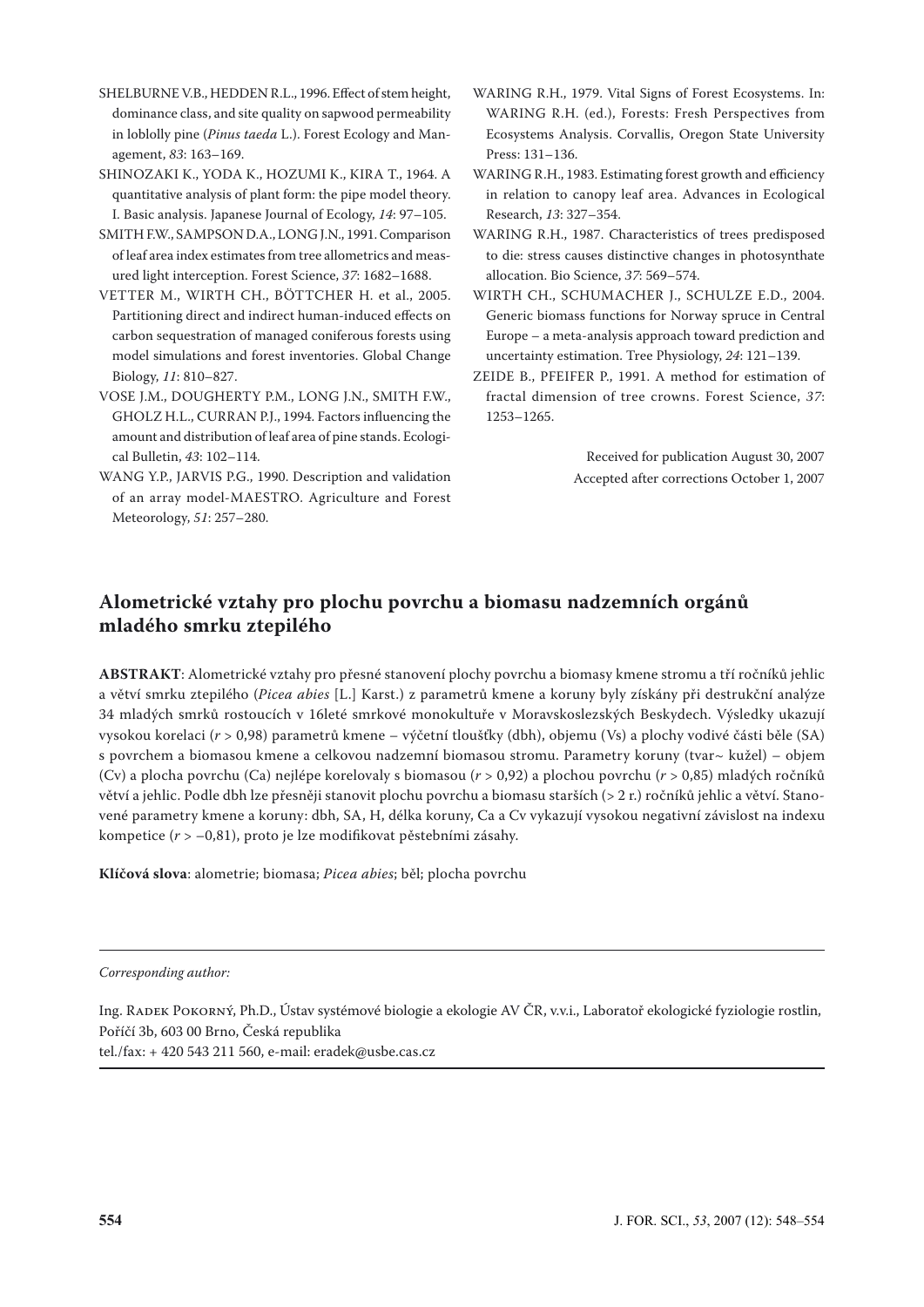SHELBURNE V.B., HEDDEN R.L., 1996. Effect of stem height, dominance class, and site quality on sapwood permeability in loblolly pine (*Pinus taeda* L.). Forest Ecology and Management, *83*: 163–169.

SHINOZAKI K., YODA K., HOZUMI K., KIRA T., 1964. A quantitative analysis of plant form: the pipe model theory. I. Basic analysis. Japanese Journal of Ecology, *14*: 97–105.

SMITH F.W., SAMPSON D.A., LONG J.N., 1991. Comparison of leaf area index estimates from tree allometrics and measured light interception. Forest Science, *37*: 1682–1688.

VETTER M., WIRTH CH., BÖTTCHER H. et al., 2005. Partitioning direct and indirect human-induced effects on carbon sequestration of managed coniferous forests using model simulations and forest inventories. Global Change Biology, *11*: 810–827.

VOSE J.M., DOUGHERTY P.M., LONG J.N., SMITH F.W., GHOLZ H.L., CURRAN P.J., 1994. Factors influencing the amount and distribution of leaf area of pine stands. Ecological Bulletin, *43*: 102–114.

WANG Y.P., JARVIS P.G., 1990. Description and validation of an array model-MAESTRO. Agriculture and Forest Meteorology, *51*: 257–280.

WARING R.H., 1979. Vital Signs of Forest Ecosystems. In: WARING R.H. (ed.), Forests: Fresh Perspectives from Ecosystems Analysis. Corvallis, Oregon State University Press: 131–136.

WARING R.H., 1983. Estimating forest growth and efficiency in relation to canopy leaf area. Advances in Ecological Research, *13*: 327–354.

WARING R.H., 1987. Characteristics of trees predisposed to die: stress causes distinctive changes in photosynthate allocation. Bio Science, *37*: 569–574.

WIRTH CH., SCHUMACHER J., SCHULZE E.D., 2004. Generic biomass functions for Norway spruce in Central Europe – a meta-analysis approach toward prediction and uncertainty estimation. Tree Physiology, *24*: 121–139.

ZEIDE B., PFEIFER P., 1991. A method for estimation of fractal dimension of tree crowns. Forest Science, *37*: 1253–1265.

Received for publication August 30, 2007
Accepted after corrections October 1, 2007

## Alometrické vztahy pro plochu povrchu a biomasu nadzemních orgánů mladého smrku ztepilého

**ABSTRAKT**: Alometrické vztahy pro přesné stanovení plochy povrchu a biomasy kmene stromu a tří ročníků jehlic a větví smrku ztepilého (*Picea abies* [L.] Karst.) z parametrů kmene a koruny byly získány při destrukční analýze 34 mladých smrků rostoucích v 16leté smrkové monokultuře v Moravskoslezských Beskydech. Výsledky ukazují vysokou korelaci ($r > 0,98$) parametrů kmene – výčetní tloušťky (dbh), objemu (Vs) a plochy vodivé části běle (SA) s povrchem a biomasou kmene a celkovou nadzemní biomasou stromu. Parametry koruny (tvar~ kužel) – objem (Cv) a plocha povrchu (Ca) nejlépe korelovaly s biomasou ($r > 0,92$) a plochou povrchu ($r > 0,85$) mladých ročníků větví a jehlic. Podle dbh lze přesněji stanovit plochu povrchu a biomasu starších (> 2 r.) ročníků jehlic a větví. Stanovené parametry kmene a koruny: dbh, SA, H, délka koruny, Ca a Cv vykazují vysokou negativní závislost na indexu kompetice ($r > -0,81$), proto je lze modifikovat pěstebními zásahy.

**Klíčová slova**: alometrie; biomasa; *Picea abies*; běl; plocha povrchu

---

*Corresponding author:*

Ing. Radek Pokorný, Ph.D., Ústav systémové biologie a ekologie AV ČR, v.v.i., Laboratoř ekologické fyziologie rostlin, Poříčí 3b, 603 00 Brno, Česká republika
tel./fax: + 420 543 211 560, e-mail: eradek@usbe.cas.cz